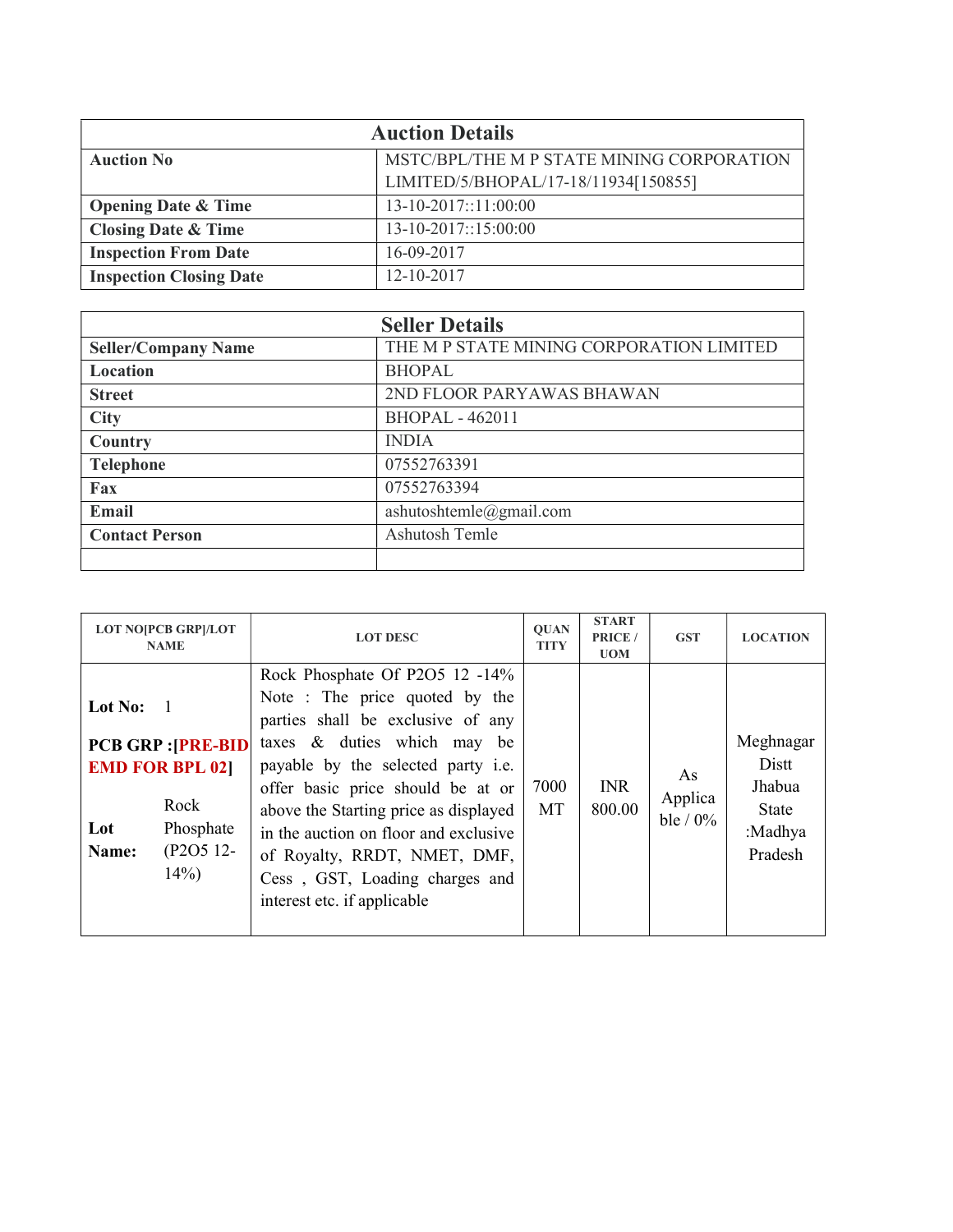| Auction Details | |
|---|---|
| **Auction No** | MSTC/BPL/THE M P STATE MINING CORPORATION LIMITED/5/BHOPAL/17-18/11934[150855] |
| **Opening Date & Time** | 13-10-2017::11:00:00 |
| **Closing Date & Time** | 13-10-2017::15:00:00 |
| **Inspection From Date** | 16-09-2017 |
| **Inspection Closing Date** | 12-10-2017 |

| Seller Details | |
|---|---|
| **Seller/Company Name** | THE M P STATE MINING CORPORATION LIMITED |
| **Location** | BHOPAL |
| **Street** | 2ND FLOOR PARYAWAS BHAWAN |
| **City** | BHOPAL - 462011 |
| **Country** | INDIA |
| **Telephone** | 07552763391 |
| **Fax** | 07552763394 |
| **Email** | ashutoshtemle@gmail.com |
| **Contact Person** | Ashutosh Temle |
| | |

| LOT NO[PCB GRP]/LOT NAME | LOT DESC | QUANTITY | START PRICE / UOM | GST | LOCATION |
|---|---|---|---|---|---|
| **Lot No:** 1<br>**PCB GRP :[PRE-BID EMD FOR BPL 02]**<br>**Lot Name:** Rock Phosphate (P2O5 12-14%) | Rock Phosphate Of P2O5 12 -14% Note : The price quoted by the parties shall be exclusive of any taxes & duties which may be payable by the selected party i.e. offer basic price should be at or above the Starting price as displayed in the auction on floor and exclusive of Royalty, RRDT, NMET, DMF, Cess , GST, Loading charges and interest etc. if applicable | 7000 MT | INR 800.00 | As Applicable / 0% | Meghnagar Distt Jhabua State :Madhya Pradesh |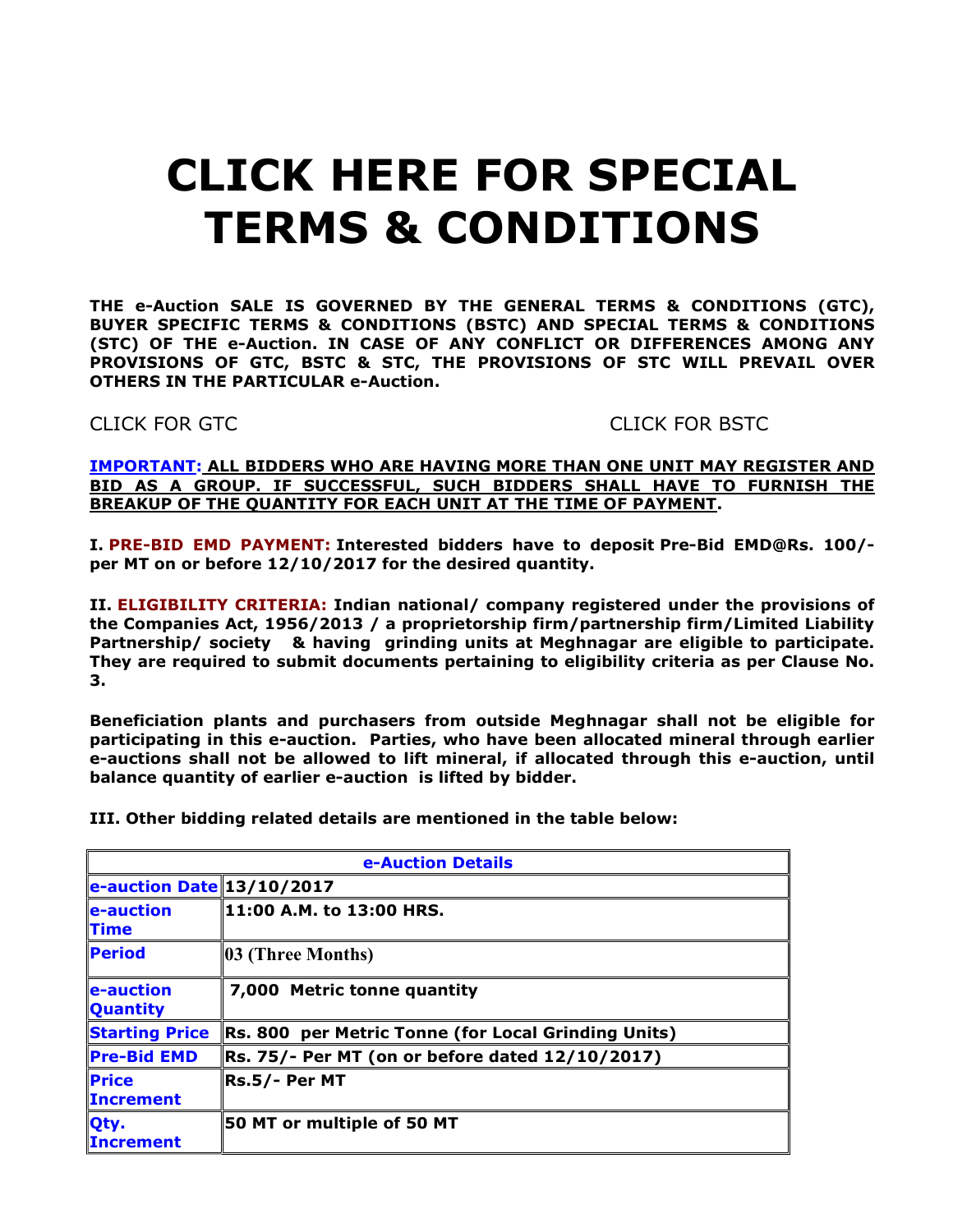# CLICK HERE FOR SPECIAL TERMS & CONDITIONS

**THE e-Auction SALE IS GOVERNED BY THE GENERAL TERMS & CONDITIONS (GTC), BUYER SPECIFIC TERMS & CONDITIONS (BSTC) AND SPECIAL TERMS & CONDITIONS (STC) OF THE e-Auction. IN CASE OF ANY CONFLICT OR DIFFERENCES AMONG ANY PROVISIONS OF GTC, BSTC & STC, THE PROVISIONS OF STC WILL PREVAIL OVER OTHERS IN THE PARTICULAR e-Auction.**

CLICK FOR GTC CLICK FOR BSTC

**IMPORTANT: ALL BIDDERS WHO ARE HAVING MORE THAN ONE UNIT MAY REGISTER AND BID AS A GROUP. IF SUCCESSFUL, SUCH BIDDERS SHALL HAVE TO FURNISH THE BREAKUP OF THE QUANTITY FOR EACH UNIT AT THE TIME OF PAYMENT.**

**I. PRE-BID EMD PAYMENT: Interested bidders have to deposit Pre-Bid EMD@Rs. 100/- per MT on or before 12/10/2017 for the desired quantity.**

**II. ELIGIBILITY CRITERIA: Indian national/ company registered under the provisions of the Companies Act, 1956/2013 / a proprietorship firm/partnership firm/Limited Liability Partnership/ society & having grinding units at Meghnagar are eligible to participate. They are required to submit documents pertaining to eligibility criteria as per Clause No. 3.**

**Beneficiation plants and purchasers from outside Meghnagar shall not be eligible for participating in this e-auction. Parties, who have been allocated mineral through earlier e-auctions shall not be allowed to lift mineral, if allocated through this e-auction, until balance quantity of earlier e-auction is lifted by bidder.**

**III. Other bidding related details are mentioned in the table below:**

| e-Auction Details | |
|---|---|
| e-auction Date | 13/10/2017 |
| e-auction Time | 11:00 A.M. to 13:00 HRS. |
| Period | 03 (Three Months) |
| e-auction Quantity | 7,000 Metric tonne quantity |
| Starting Price | Rs. 800 per Metric Tonne (for Local Grinding Units) |
| Pre-Bid EMD | Rs. 75/- Per MT (on or before dated 12/10/2017) |
| Price Increment | Rs.5/- Per MT |
| Qty. Increment | 50 MT or multiple of 50 MT |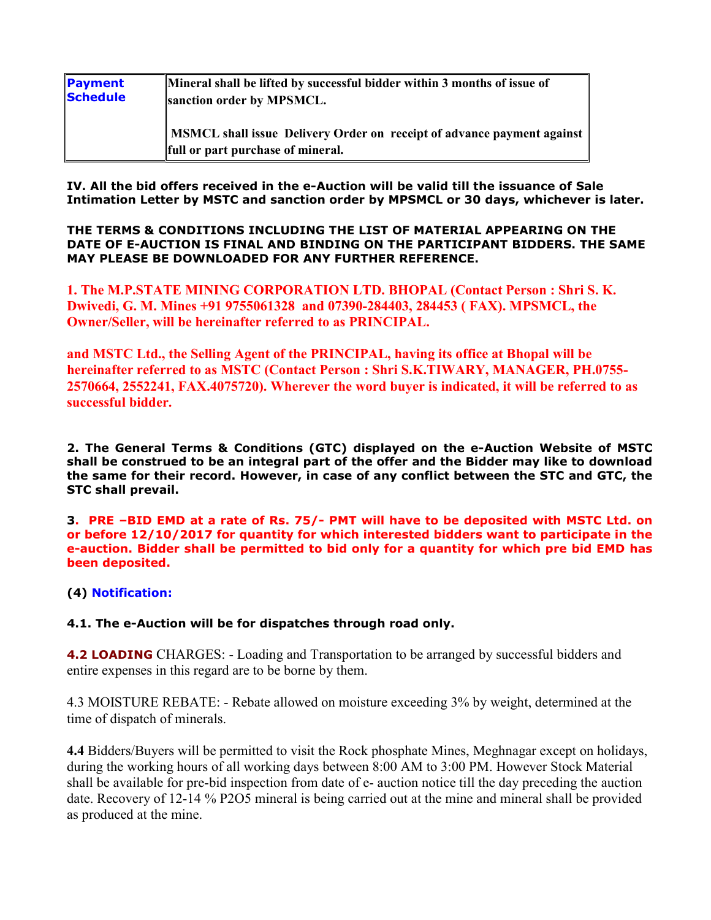| **Payment Schedule** | **Mineral shall be lifted by successful bidder within 3 months of issue of sanction order by MPSMCL.**<br><br>**MSMCL shall issue Delivery Order on receipt of advance payment against full or part purchase of mineral.** |
|---|---|

**IV. All the bid offers received in the e-Auction will be valid till the issuance of Sale Intimation Letter by MSTC and sanction order by MPSMCL or 30 days, whichever is later.**

**THE TERMS & CONDITIONS INCLUDING THE LIST OF MATERIAL APPEARING ON THE DATE OF E-AUCTION IS FINAL AND BINDING ON THE PARTICIPANT BIDDERS. THE SAME MAY PLEASE BE DOWNLOADED FOR ANY FURTHER REFERENCE.**

**1. The M.P.STATE MINING CORPORATION LTD. BHOPAL (Contact Person : Shri S. K. Dwivedi, G. M. Mines +91 9755061328 and 07390-284403, 284453 ( FAX). MPSMCL, the Owner/Seller, will be hereinafter referred to as PRINCIPAL.**

**and MSTC Ltd., the Selling Agent of the PRINCIPAL, having its office at Bhopal will be hereinafter referred to as MSTC (Contact Person : Shri S.K.TIWARY, MANAGER, PH.0755-2570664, 2552241, FAX.4075720). Wherever the word buyer is indicated, it will be referred to as successful bidder.**

**2. The General Terms & Conditions (GTC) displayed on the e-Auction Website of MSTC shall be construed to be an integral part of the offer and the Bidder may like to download the same for their record. However, in case of any conflict between the STC and GTC, the STC shall prevail.**

**3. PRE –BID EMD at a rate of Rs. 75/- PMT will have to be deposited with MSTC Ltd. on or before 12/10/2017 for quantity for which interested bidders want to participate in the e-auction. Bidder shall be permitted to bid only for a quantity for which pre bid EMD has been deposited.**

**(4) Notification:**

**4.1. The e-Auction will be for dispatches through road only.**

**4.2 LOADING** CHARGES: - Loading and Transportation to be arranged by successful bidders and entire expenses in this regard are to be borne by them.

4.3 MOISTURE REBATE: - Rebate allowed on moisture exceeding 3% by weight, determined at the time of dispatch of minerals.

**4.4** Bidders/Buyers will be permitted to visit the Rock phosphate Mines, Meghnagar except on holidays, during the working hours of all working days between 8:00 AM to 3:00 PM. However Stock Material shall be available for pre-bid inspection from date of e- auction notice till the day preceding the auction date. Recovery of 12-14 % $P_2O_5$ mineral is being carried out at the mine and mineral shall be provided as produced at the mine.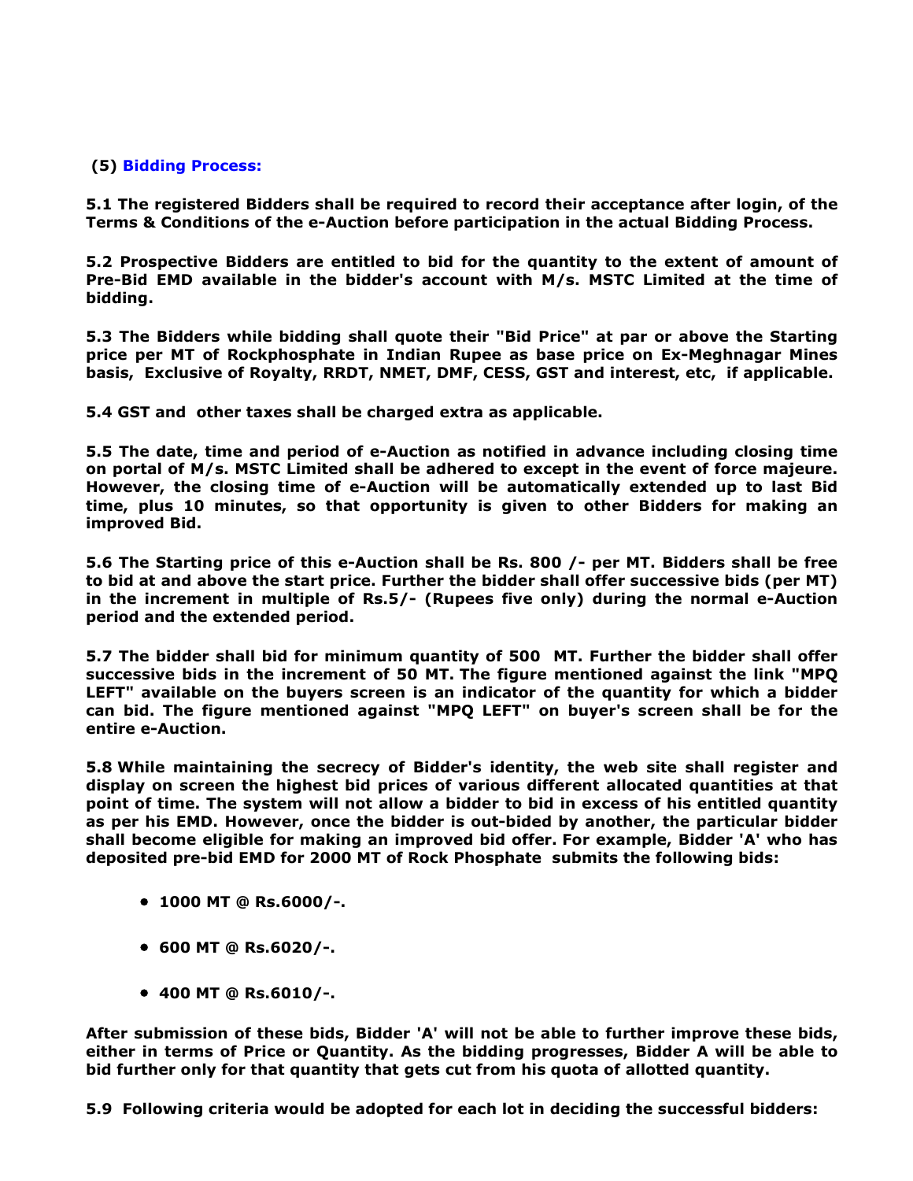## (5) Bidding Process:

**5.1 The registered Bidders shall be required to record their acceptance after login, of the Terms & Conditions of the e-Auction before participation in the actual Bidding Process.**

**5.2 Prospective Bidders are entitled to bid for the quantity to the extent of amount of Pre-Bid EMD available in the bidder's account with M/s. MSTC Limited at the time of bidding.**

**5.3 The Bidders while bidding shall quote their "Bid Price" at par or above the Starting price per MT of Rockphosphate in Indian Rupee as base price on Ex-Meghnagar Mines basis, Exclusive of Royalty, RRDT, NMET, DMF, CESS, GST and interest, etc, if applicable.**

**5.4 GST and other taxes shall be charged extra as applicable.**

**5.5 The date, time and period of e-Auction as notified in advance including closing time on portal of M/s. MSTC Limited shall be adhered to except in the event of force majeure. However, the closing time of e-Auction will be automatically extended up to last Bid time, plus 10 minutes, so that opportunity is given to other Bidders for making an improved Bid.**

**5.6 The Starting price of this e-Auction shall be Rs. 800 /- per MT. Bidders shall be free to bid at and above the start price. Further the bidder shall offer successive bids (per MT) in the increment in multiple of Rs.5/- (Rupees five only) during the normal e-Auction period and the extended period.**

**5.7 The bidder shall bid for minimum quantity of 500 MT. Further the bidder shall offer successive bids in the increment of 50 MT. The figure mentioned against the link "MPQ LEFT" available on the buyers screen is an indicator of the quantity for which a bidder can bid. The figure mentioned against "MPQ LEFT" on buyer's screen shall be for the entire e-Auction.**

**5.8 While maintaining the secrecy of Bidder's identity, the web site shall register and display on screen the highest bid prices of various different allocated quantities at that point of time. The system will not allow a bidder to bid in excess of his entitled quantity as per his EMD. However, once the bidder is out-bided by another, the particular bidder shall become eligible for making an improved bid offer. For example, Bidder 'A' who has deposited pre-bid EMD for 2000 MT of Rock Phosphate submits the following bids:**

- **1000 MT @ Rs.6000/-.**
- **600 MT @ Rs.6020/-.**
- **400 MT @ Rs.6010/-.**

**After submission of these bids, Bidder 'A' will not be able to further improve these bids, either in terms of Price or Quantity. As the bidding progresses, Bidder A will be able to bid further only for that quantity that gets cut from his quota of allotted quantity.**

**5.9 Following criteria would be adopted for each lot in deciding the successful bidders:**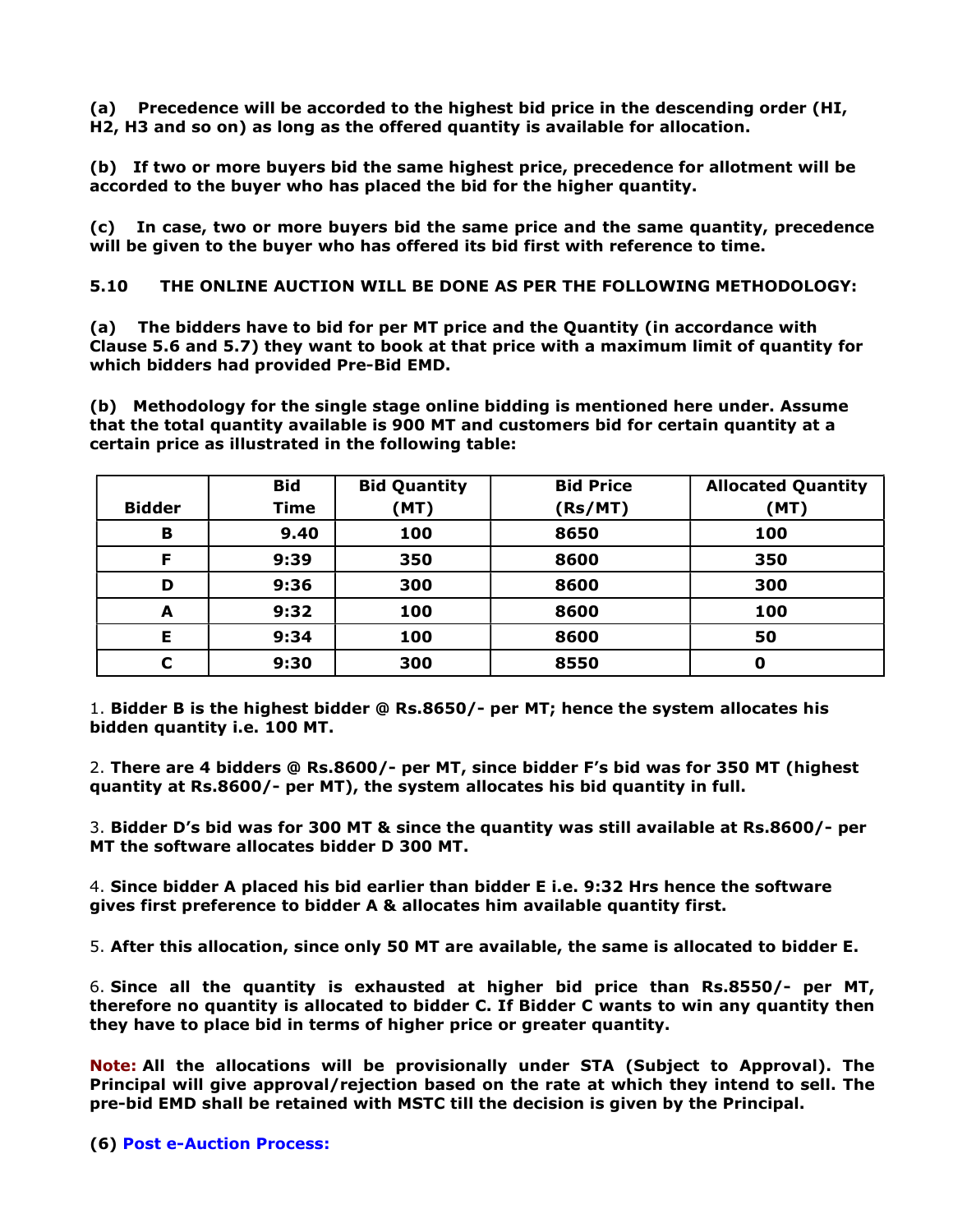**(a) Precedence will be accorded to the highest bid price in the descending order (HI, H2, H3 and so on) as long as the offered quantity is available for allocation.**

**(b) If two or more buyers bid the same highest price, precedence for allotment will be accorded to the buyer who has placed the bid for the higher quantity.**

**(c) In case, two or more buyers bid the same price and the same quantity, precedence will be given to the buyer who has offered its bid first with reference to time.**

**5.10 THE ONLINE AUCTION WILL BE DONE AS PER THE FOLLOWING METHODOLOGY:**

**(a) The bidders have to bid for per MT price and the Quantity (in accordance with Clause 5.6 and 5.7) they want to book at that price with a maximum limit of quantity for which bidders had provided Pre-Bid EMD.**

**(b) Methodology for the single stage online bidding is mentioned here under. Assume that the total quantity available is 900 MT and customers bid for certain quantity at a certain price as illustrated in the following table:**

| Bidder | Bid Time | Bid Quantity (MT) | Bid Price (Rs/MT) | Allocated Quantity (MT) |
|---|---|---|---|---|
| B | 9.40 | 100 | 8650 | 100 |
| F | 9:39 | 350 | 8600 | 350 |
| D | 9:36 | 300 | 8600 | 300 |
| A | 9:32 | 100 | 8600 | 100 |
| E | 9:34 | 100 | 8600 | 50 |
| C | 9:30 | 300 | 8550 | 0 |

1. **Bidder B is the highest bidder @ Rs.8650/- per MT; hence the system allocates his bidden quantity i.e. 100 MT.**

2. **There are 4 bidders @ Rs.8600/- per MT, since bidder F's bid was for 350 MT (highest quantity at Rs.8600/- per MT), the system allocates his bid quantity in full.**

3. **Bidder D's bid was for 300 MT & since the quantity was still available at Rs.8600/- per MT the software allocates bidder D 300 MT.**

4. **Since bidder A placed his bid earlier than bidder E i.e. 9:32 Hrs hence the software gives first preference to bidder A & allocates him available quantity first.**

5. **After this allocation, since only 50 MT are available, the same is allocated to bidder E.**

6. **Since all the quantity is exhausted at higher bid price than Rs.8550/- per MT, therefore no quantity is allocated to bidder C. If Bidder C wants to win any quantity then they have to place bid in terms of higher price or greater quantity.**

**Note: All the allocations will be provisionally under STA (Subject to Approval). The Principal will give approval/rejection based on the rate at which they intend to sell. The pre-bid EMD shall be retained with MSTC till the decision is given by the Principal.**

**(6) Post e-Auction Process:**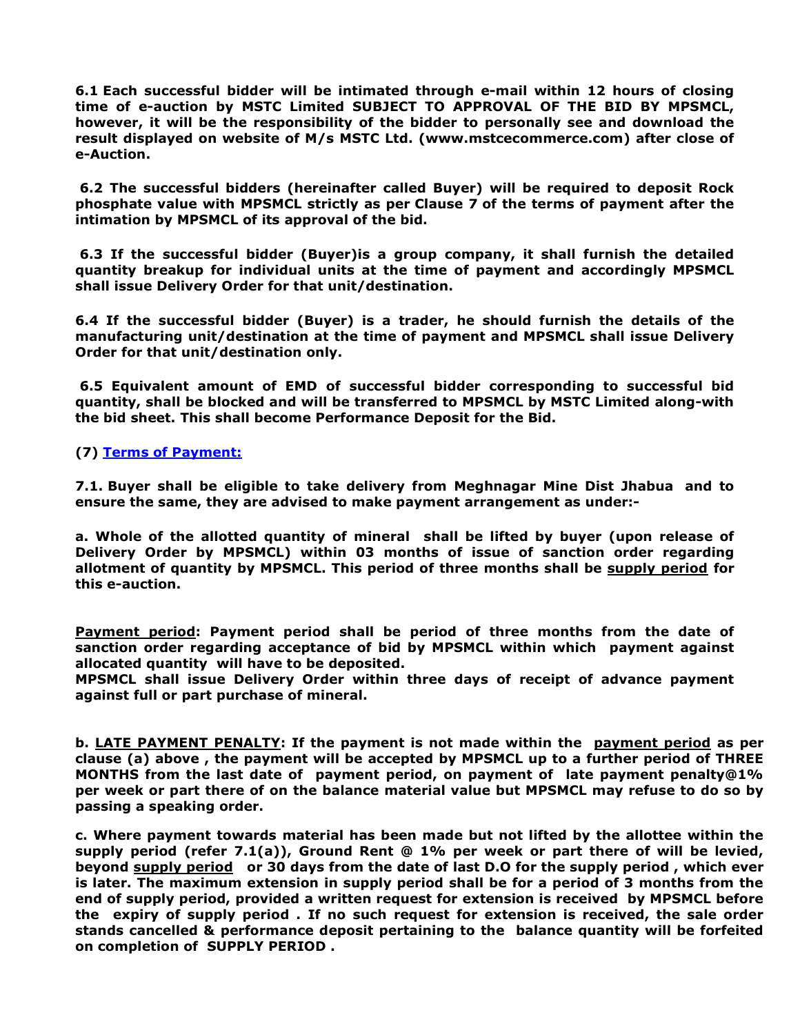**6.1 Each successful bidder will be intimated through e-mail within 12 hours of closing time of e-auction by MSTC Limited SUBJECT TO APPROVAL OF THE BID BY MPSMCL, however, it will be the responsibility of the bidder to personally see and download the result displayed on website of M/s MSTC Ltd. (www.mstcecommerce.com) after close of e-Auction.**

**6.2 The successful bidders (hereinafter called Buyer) will be required to deposit Rock phosphate value with MPSMCL strictly as per Clause 7 of the terms of payment after the intimation by MPSMCL of its approval of the bid.**

**6.3 If the successful bidder (Buyer)is a group company, it shall furnish the detailed quantity breakup for individual units at the time of payment and accordingly MPSMCL shall issue Delivery Order for that unit/destination.**

**6.4 If the successful bidder (Buyer) is a trader, he should furnish the details of the manufacturing unit/destination at the time of payment and MPSMCL shall issue Delivery Order for that unit/destination only.**

**6.5 Equivalent amount of EMD of successful bidder corresponding to successful bid quantity, shall be blocked and will be transferred to MPSMCL by MSTC Limited along-with the bid sheet. This shall become Performance Deposit for the Bid.**

**(7) Terms of Payment:**

**7.1. Buyer shall be eligible to take delivery from Meghnagar Mine Dist Jhabua and to ensure the same, they are advised to make payment arrangement as under:-**

**a. Whole of the allotted quantity of mineral shall be lifted by buyer (upon release of Delivery Order by MPSMCL) within 03 months of issue of sanction order regarding allotment of quantity by MPSMCL. This period of three months shall be supply period for this e-auction.**

**Payment period: Payment period shall be period of three months from the date of sanction order regarding acceptance of bid by MPSMCL within which payment against allocated quantity will have to be deposited.**
**MPSMCL shall issue Delivery Order within three days of receipt of advance payment against full or part purchase of mineral.**

**b. LATE PAYMENT PENALTY: If the payment is not made within the payment period as per clause (a) above , the payment will be accepted by MPSMCL up to a further period of THREE MONTHS from the last date of payment period, on payment of late payment penalty@1% per week or part there of on the balance material value but MPSMCL may refuse to do so by passing a speaking order.**

**c. Where payment towards material has been made but not lifted by the allottee within the supply period (refer 7.1(a)), Ground Rent @ 1% per week or part there of will be levied, beyond supply period or 30 days from the date of last D.O for the supply period , which ever is later. The maximum extension in supply period shall be for a period of 3 months from the end of supply period, provided a written request for extension is received by MPSMCL before the expiry of supply period . If no such request for extension is received, the sale order stands cancelled & performance deposit pertaining to the balance quantity will be forfeited on completion of SUPPLY PERIOD .**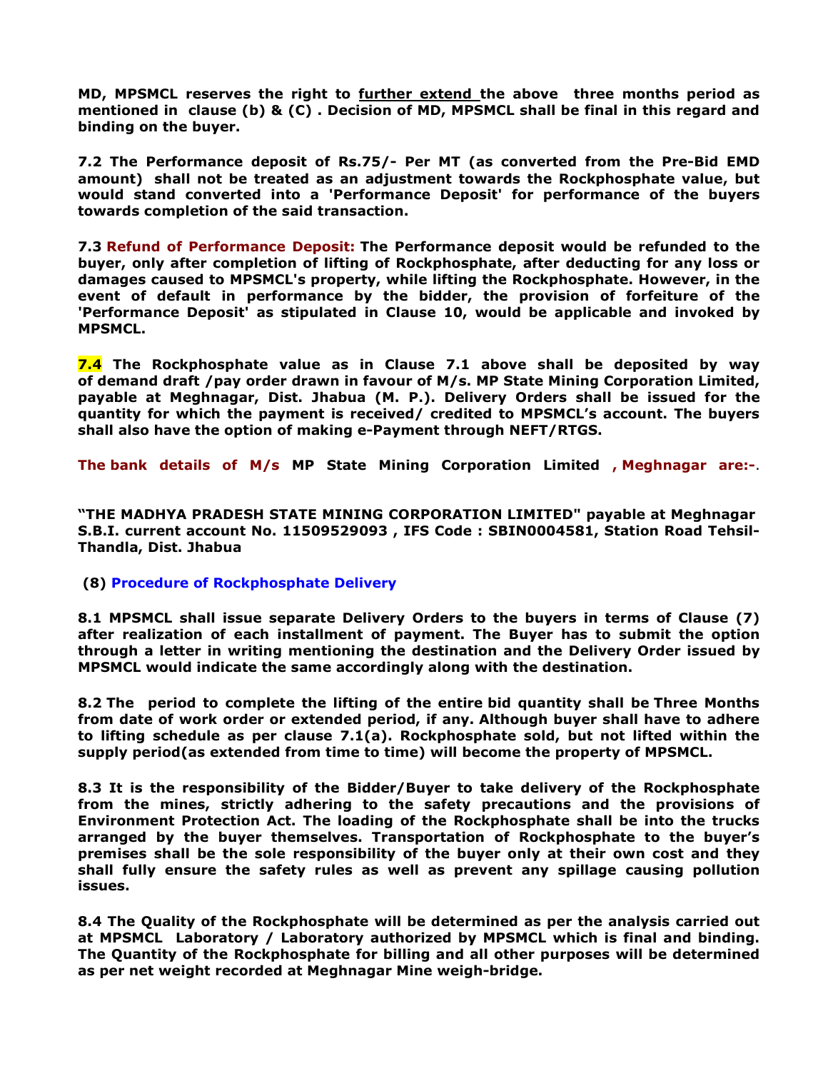**MD, MPSMCL reserves the right to further extend the above three months period as mentioned in clause (b) & (C) . Decision of MD, MPSMCL shall be final in this regard and binding on the buyer.**

**7.2 The Performance deposit of Rs.75/- Per MT (as converted from the Pre-Bid EMD amount) shall not be treated as an adjustment towards the Rockphosphate value, but would stand converted into a 'Performance Deposit' for performance of the buyers towards completion of the said transaction.**

**7.3 Refund of Performance Deposit: The Performance deposit would be refunded to the buyer, only after completion of lifting of Rockphosphate, after deducting for any loss or damages caused to MPSMCL's property, while lifting the Rockphosphate. However, in the event of default in performance by the bidder, the provision of forfeiture of the 'Performance Deposit' as stipulated in Clause 10, would be applicable and invoked by MPSMCL.**

**7.4 The Rockphosphate value as in Clause 7.1 above shall be deposited by way of demand draft /pay order drawn in favour of M/s. MP State Mining Corporation Limited, payable at Meghnagar, Dist. Jhabua (M. P.). Delivery Orders shall be issued for the quantity for which the payment is received/ credited to MPSMCL's account. The buyers shall also have the option of making e-Payment through NEFT/RTGS.**

**The bank details of M/s MP State Mining Corporation Limited , Meghnagar are:-.**

**"THE MADHYA PRADESH STATE MINING CORPORATION LIMITED" payable at Meghnagar S.B.I. current account No. 11509529093 , IFS Code : SBIN0004581, Station Road Tehsil-Thandla, Dist. Jhabua**

## (8) Procedure of Rockphosphate Delivery

**8.1 MPSMCL shall issue separate Delivery Orders to the buyers in terms of Clause (7) after realization of each installment of payment. The Buyer has to submit the option through a letter in writing mentioning the destination and the Delivery Order issued by MPSMCL would indicate the same accordingly along with the destination.**

**8.2 The period to complete the lifting of the entire bid quantity shall be Three Months from date of work order or extended period, if any. Although buyer shall have to adhere to lifting schedule as per clause 7.1(a). Rockphosphate sold, but not lifted within the supply period(as extended from time to time) will become the property of MPSMCL.**

**8.3 It is the responsibility of the Bidder/Buyer to take delivery of the Rockphosphate from the mines, strictly adhering to the safety precautions and the provisions of Environment Protection Act. The loading of the Rockphosphate shall be into the trucks arranged by the buyer themselves. Transportation of Rockphosphate to the buyer's premises shall be the sole responsibility of the buyer only at their own cost and they shall fully ensure the safety rules as well as prevent any spillage causing pollution issues.**

**8.4 The Quality of the Rockphosphate will be determined as per the analysis carried out at MPSMCL Laboratory / Laboratory authorized by MPSMCL which is final and binding. The Quantity of the Rockphosphate for billing and all other purposes will be determined as per net weight recorded at Meghnagar Mine weigh-bridge.**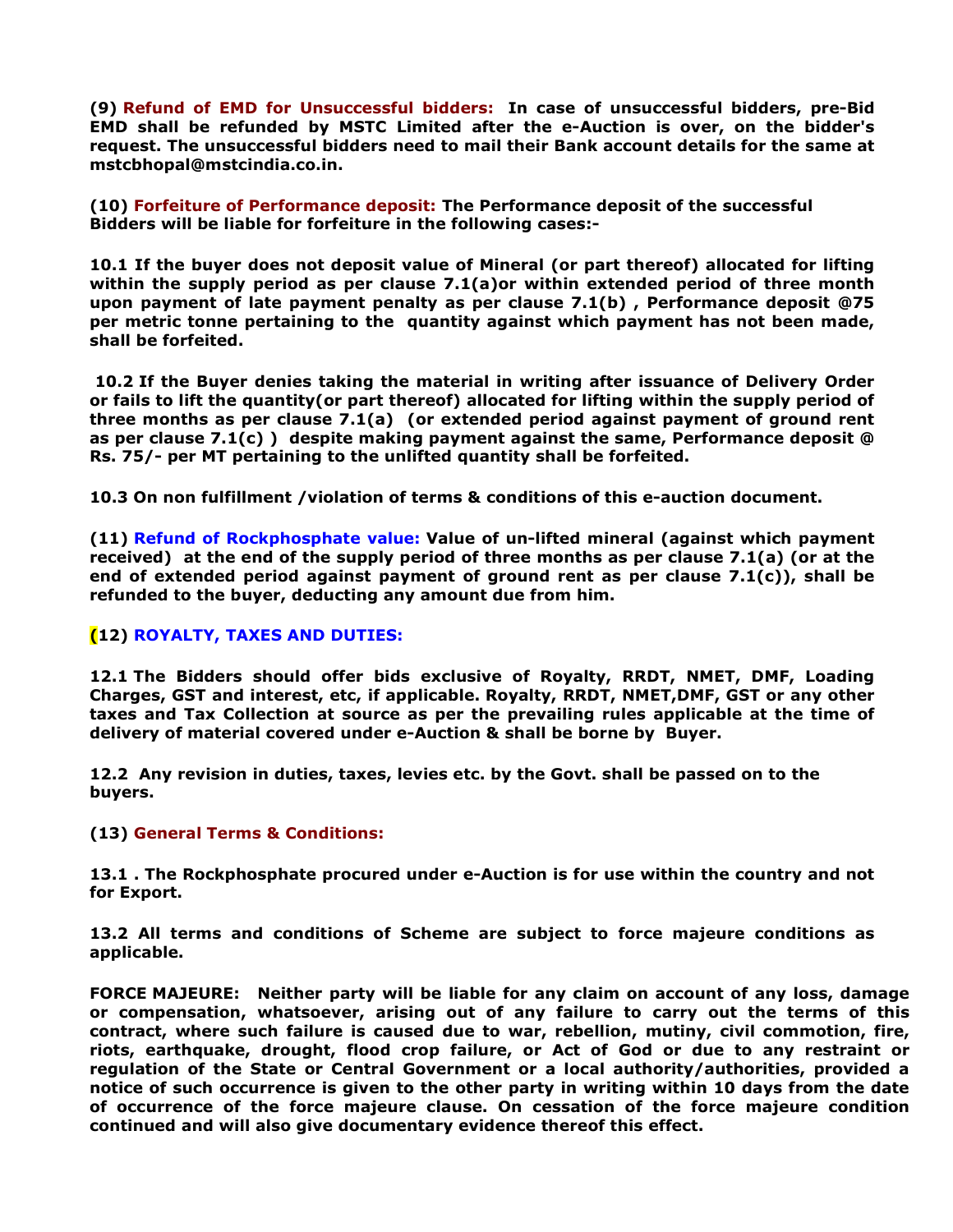**(9) Refund of EMD for Unsuccessful bidders: In case of unsuccessful bidders, pre-Bid EMD shall be refunded by MSTC Limited after the e-Auction is over, on the bidder's request. The unsuccessful bidders need to mail their Bank account details for the same at mstcbhopal@mstcindia.co.in.**

**(10) Forfeiture of Performance deposit: The Performance deposit of the successful Bidders will be liable for forfeiture in the following cases:-**

**10.1 If the buyer does not deposit value of Mineral (or part thereof) allocated for lifting within the supply period as per clause 7.1(a)or within extended period of three month upon payment of late payment penalty as per clause 7.1(b) , Performance deposit @75 per metric tonne pertaining to the quantity against which payment has not been made, shall be forfeited.**

**10.2 If the Buyer denies taking the material in writing after issuance of Delivery Order or fails to lift the quantity(or part thereof) allocated for lifting within the supply period of three months as per clause 7.1(a) (or extended period against payment of ground rent as per clause 7.1(c) ) despite making payment against the same, Performance deposit @ Rs. 75/- per MT pertaining to the unlifted quantity shall be forfeited.**

**10.3 On non fulfillment /violation of terms & conditions of this e-auction document.**

**(11) Refund of Rockphosphate value: Value of un-lifted mineral (against which payment received) at the end of the supply period of three months as per clause 7.1(a) (or at the end of extended period against payment of ground rent as per clause 7.1(c)), shall be refunded to the buyer, deducting any amount due from him.**

**(12) ROYALTY, TAXES AND DUTIES:**

**12.1 The Bidders should offer bids exclusive of Royalty, RRDT, NMET, DMF, Loading Charges, GST and interest, etc, if applicable. Royalty, RRDT, NMET,DMF, GST or any other taxes and Tax Collection at source as per the prevailing rules applicable at the time of delivery of material covered under e-Auction & shall be borne by Buyer.**

**12.2 Any revision in duties, taxes, levies etc. by the Govt. shall be passed on to the buyers.**

**(13) General Terms & Conditions:**

**13.1 . The Rockphosphate procured under e-Auction is for use within the country and not for Export.**

**13.2 All terms and conditions of Scheme are subject to force majeure conditions as applicable.**

**FORCE MAJEURE: Neither party will be liable for any claim on account of any loss, damage or compensation, whatsoever, arising out of any failure to carry out the terms of this contract, where such failure is caused due to war, rebellion, mutiny, civil commotion, fire, riots, earthquake, drought, flood crop failure, or Act of God or due to any restraint or regulation of the State or Central Government or a local authority/authorities, provided a notice of such occurrence is given to the other party in writing within 10 days from the date of occurrence of the force majeure clause. On cessation of the force majeure condition continued and will also give documentary evidence thereof this effect.**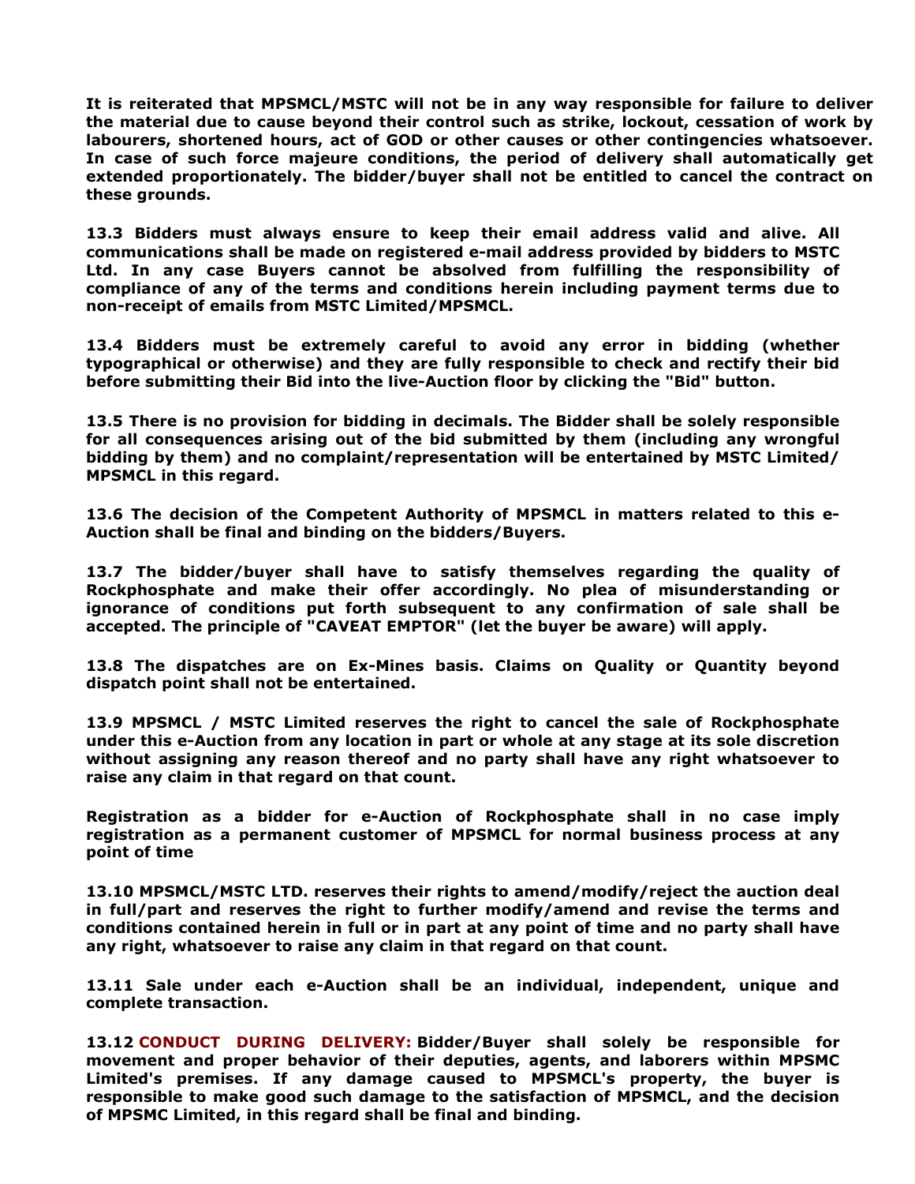**It is reiterated that MPSMCL/MSTC will not be in any way responsible for failure to deliver the material due to cause beyond their control such as strike, lockout, cessation of work by labourers, shortened hours, act of GOD or other causes or other contingencies whatsoever. In case of such force majeure conditions, the period of delivery shall automatically get extended proportionately. The bidder/buyer shall not be entitled to cancel the contract on these grounds.**

**13.3 Bidders must always ensure to keep their email address valid and alive. All communications shall be made on registered e-mail address provided by bidders to MSTC Ltd. In any case Buyers cannot be absolved from fulfilling the responsibility of compliance of any of the terms and conditions herein including payment terms due to non-receipt of emails from MSTC Limited/MPSMCL.**

**13.4 Bidders must be extremely careful to avoid any error in bidding (whether typographical or otherwise) and they are fully responsible to check and rectify their bid before submitting their Bid into the live-Auction floor by clicking the "Bid" button.**

**13.5 There is no provision for bidding in decimals. The Bidder shall be solely responsible for all consequences arising out of the bid submitted by them (including any wrongful bidding by them) and no complaint/representation will be entertained by MSTC Limited/ MPSMCL in this regard.**

**13.6 The decision of the Competent Authority of MPSMCL in matters related to this e-Auction shall be final and binding on the bidders/Buyers.**

**13.7 The bidder/buyer shall have to satisfy themselves regarding the quality of Rockphosphate and make their offer accordingly. No plea of misunderstanding or ignorance of conditions put forth subsequent to any confirmation of sale shall be accepted. The principle of "CAVEAT EMPTOR" (let the buyer be aware) will apply.**

**13.8 The dispatches are on Ex-Mines basis. Claims on Quality or Quantity beyond dispatch point shall not be entertained.**

**13.9 MPSMCL / MSTC Limited reserves the right to cancel the sale of Rockphosphate under this e-Auction from any location in part or whole at any stage at its sole discretion without assigning any reason thereof and no party shall have any right whatsoever to raise any claim in that regard on that count.**

**Registration as a bidder for e-Auction of Rockphosphate shall in no case imply registration as a permanent customer of MPSMCL for normal business process at any point of time**

**13.10 MPSMCL/MSTC LTD. reserves their rights to amend/modify/reject the auction deal in full/part and reserves the right to further modify/amend and revise the terms and conditions contained herein in full or in part at any point of time and no party shall have any right, whatsoever to raise any claim in that regard on that count.**

**13.11 Sale under each e-Auction shall be an individual, independent, unique and complete transaction.**

**13.12 CONDUCT DURING DELIVERY: Bidder/Buyer shall solely be responsible for movement and proper behavior of their deputies, agents, and laborers within MPSMC Limited's premises. If any damage caused to MPSMCL's property, the buyer is responsible to make good such damage to the satisfaction of MPSMCL, and the decision of MPSMC Limited, in this regard shall be final and binding.**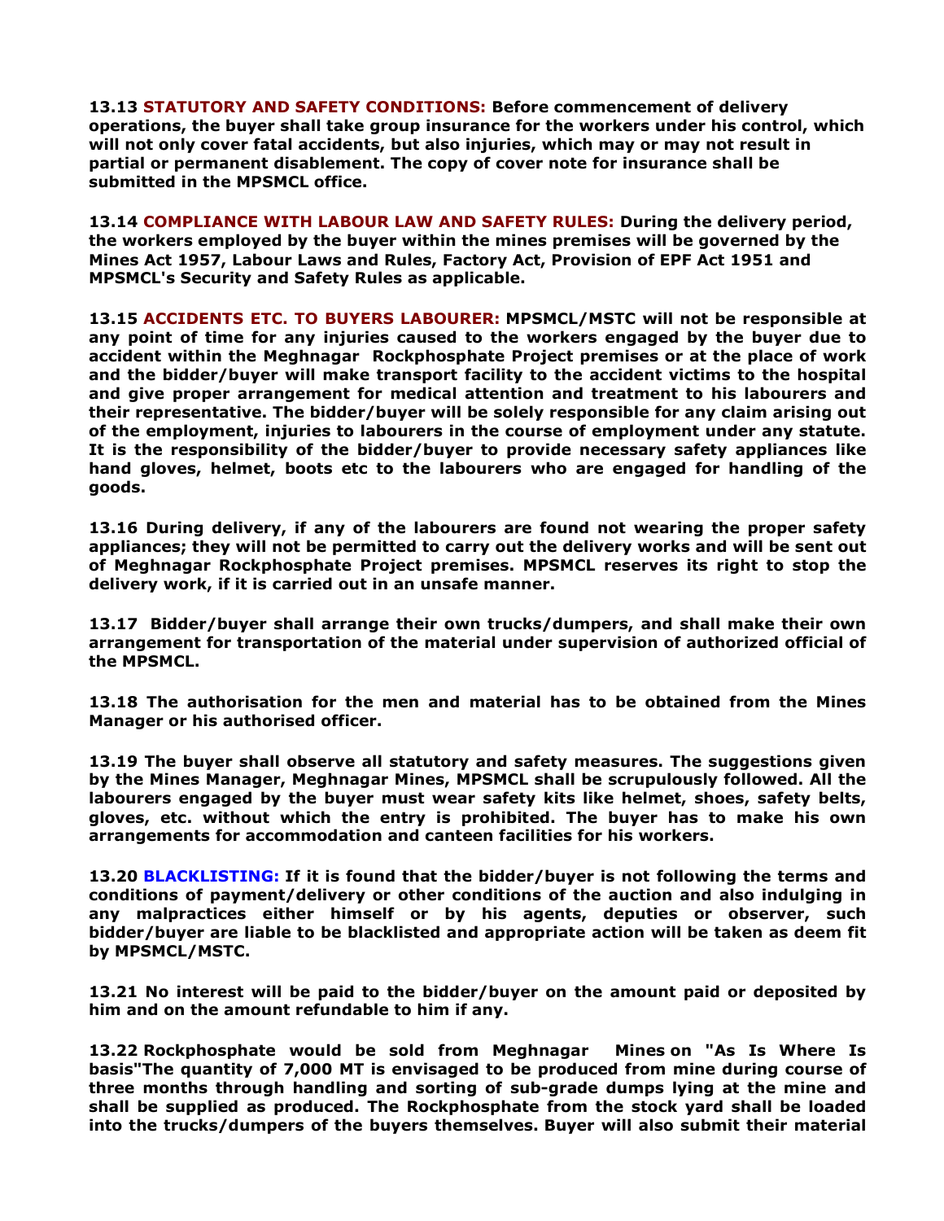**13.13 STATUTORY AND SAFETY CONDITIONS: Before commencement of delivery operations, the buyer shall take group insurance for the workers under his control, which will not only cover fatal accidents, but also injuries, which may or may not result in partial or permanent disablement. The copy of cover note for insurance shall be submitted in the MPSMCL office.**

**13.14 COMPLIANCE WITH LABOUR LAW AND SAFETY RULES: During the delivery period, the workers employed by the buyer within the mines premises will be governed by the Mines Act 1957, Labour Laws and Rules, Factory Act, Provision of EPF Act 1951 and MPSMCL's Security and Safety Rules as applicable.**

**13.15 ACCIDENTS ETC. TO BUYERS LABOURER: MPSMCL/MSTC will not be responsible at any point of time for any injuries caused to the workers engaged by the buyer due to accident within the Meghnagar Rockphosphate Project premises or at the place of work and the bidder/buyer will make transport facility to the accident victims to the hospital and give proper arrangement for medical attention and treatment to his labourers and their representative. The bidder/buyer will be solely responsible for any claim arising out of the employment, injuries to labourers in the course of employment under any statute. It is the responsibility of the bidder/buyer to provide necessary safety appliances like hand gloves, helmet, boots etc to the labourers who are engaged for handling of the goods.**

**13.16 During delivery, if any of the labourers are found not wearing the proper safety appliances; they will not be permitted to carry out the delivery works and will be sent out of Meghnagar Rockphosphate Project premises. MPSMCL reserves its right to stop the delivery work, if it is carried out in an unsafe manner.**

**13.17 Bidder/buyer shall arrange their own trucks/dumpers, and shall make their own arrangement for transportation of the material under supervision of authorized official of the MPSMCL.**

**13.18 The authorisation for the men and material has to be obtained from the Mines Manager or his authorised officer.**

**13.19 The buyer shall observe all statutory and safety measures. The suggestions given by the Mines Manager, Meghnagar Mines, MPSMCL shall be scrupulously followed. All the labourers engaged by the buyer must wear safety kits like helmet, shoes, safety belts, gloves, etc. without which the entry is prohibited. The buyer has to make his own arrangements for accommodation and canteen facilities for his workers.**

**13.20 BLACKLISTING: If it is found that the bidder/buyer is not following the terms and conditions of payment/delivery or other conditions of the auction and also indulging in any malpractices either himself or by his agents, deputies or observer, such bidder/buyer are liable to be blacklisted and appropriate action will be taken as deem fit by MPSMCL/MSTC.**

**13.21 No interest will be paid to the bidder/buyer on the amount paid or deposited by him and on the amount refundable to him if any.**

**13.22 Rockphosphate would be sold from Meghnagar Mines on "As Is Where Is basis"The quantity of 7,000 MT is envisaged to be produced from mine during course of three months through handling and sorting of sub-grade dumps lying at the mine and shall be supplied as produced. The Rockphosphate from the stock yard shall be loaded into the trucks/dumpers of the buyers themselves. Buyer will also submit their material**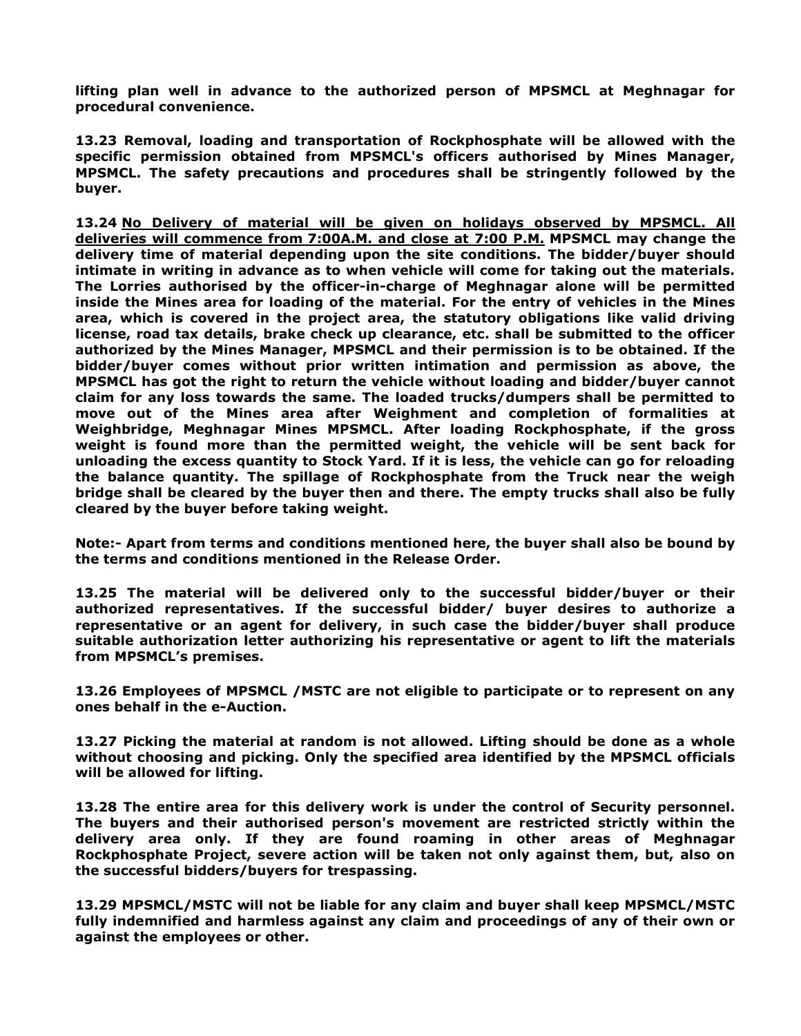**lifting plan well in advance to the authorized person of MPSMCL at Meghnagar for procedural convenience.**

**13.23 Removal, loading and transportation of Rockphosphate will be allowed with the specific permission obtained from MPSMCL's officers authorised by Mines Manager, MPSMCL. The safety precautions and procedures shall be stringently followed by the buyer.**

**13.24 <u>No Delivery of material will be given on holidays observed by MPSMCL. All deliveries will commence from 7:00A.M. and close at 7:00 P.M.</u> MPSMCL may change the delivery time of material depending upon the site conditions. The bidder/buyer should intimate in writing in advance as to when vehicle will come for taking out the materials. The Lorries authorised by the officer-in-charge of Meghnagar alone will be permitted inside the Mines area for loading of the material. For the entry of vehicles in the Mines area, which is covered in the project area, the statutory obligations like valid driving license, road tax details, brake check up clearance, etc. shall be submitted to the officer authorized by the Mines Manager, MPSMCL and their permission is to be obtained. If the bidder/buyer comes without prior written intimation and permission as above, the MPSMCL has got the right to return the vehicle without loading and bidder/buyer cannot claim for any loss towards the same. The loaded trucks/dumpers shall be permitted to move out of the Mines area after Weighment and completion of formalities at Weighbridge, Meghnagar Mines MPSMCL. After loading Rockphosphate, if the gross weight is found more than the permitted weight, the vehicle will be sent back for unloading the excess quantity to Stock Yard. If it is less, the vehicle can go for reloading the balance quantity. The spillage of Rockphosphate from the Truck near the weigh bridge shall be cleared by the buyer then and there. The empty trucks shall also be fully cleared by the buyer before taking weight.**

**Note:- Apart from terms and conditions mentioned here, the buyer shall also be bound by the terms and conditions mentioned in the Release Order.**

**13.25 The material will be delivered only to the successful bidder/buyer or their authorized representatives. If the successful bidder/ buyer desires to authorize a representative or an agent for delivery, in such case the bidder/buyer shall produce suitable authorization letter authorizing his representative or agent to lift the materials from MPSMCL's premises.**

**13.26 Employees of MPSMCL /MSTC are not eligible to participate or to represent on any ones behalf in the e-Auction.**

**13.27 Picking the material at random is not allowed. Lifting should be done as a whole without choosing and picking. Only the specified area identified by the MPSMCL officials will be allowed for lifting.**

**13.28 The entire area for this delivery work is under the control of Security personnel. The buyers and their authorised person's movement are restricted strictly within the delivery area only. If they are found roaming in other areas of Meghnagar Rockphosphate Project, severe action will be taken not only against them, but, also on the successful bidders/buyers for trespassing.**

**13.29 MPSMCL/MSTC will not be liable for any claim and buyer shall keep MPSMCL/MSTC fully indemnified and harmless against any claim and proceedings of any of their own or against the employees or other.**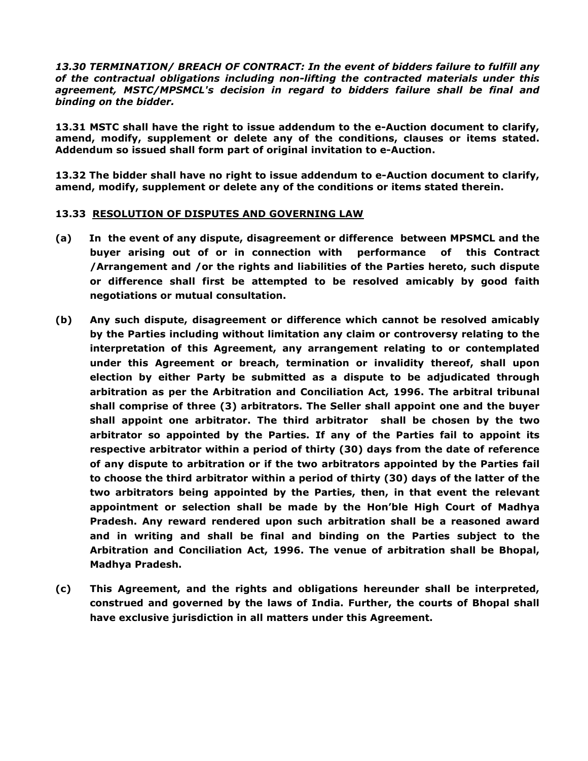***13.30 TERMINATION/ BREACH OF CONTRACT: In the event of bidders failure to fulfill any of the contractual obligations including non-lifting the contracted materials under this agreement, MSTC/MPSMCL's decision in regard to bidders failure shall be final and binding on the bidder.***

**13.31 MSTC shall have the right to issue addendum to the e-Auction document to clarify, amend, modify, supplement or delete any of the conditions, clauses or items stated. Addendum so issued shall form part of original invitation to e-Auction.**

**13.32 The bidder shall have no right to issue addendum to e-Auction document to clarify, amend, modify, supplement or delete any of the conditions or items stated therein.**

**13.33 <u>RESOLUTION OF DISPUTES AND GOVERNING LAW</u>**

**(a) In the event of any dispute, disagreement or difference between MPSMCL and the buyer arising out of or in connection with performance of this Contract /Arrangement and /or the rights and liabilities of the Parties hereto, such dispute or difference shall first be attempted to be resolved amicably by good faith negotiations or mutual consultation.**

**(b) Any such dispute, disagreement or difference which cannot be resolved amicably by the Parties including without limitation any claim or controversy relating to the interpretation of this Agreement, any arrangement relating to or contemplated under this Agreement or breach, termination or invalidity thereof, shall upon election by either Party be submitted as a dispute to be adjudicated through arbitration as per the Arbitration and Conciliation Act, 1996. The arbitral tribunal shall comprise of three (3) arbitrators. The Seller shall appoint one and the buyer shall appoint one arbitrator. The third arbitrator shall be chosen by the two arbitrator so appointed by the Parties. If any of the Parties fail to appoint its respective arbitrator within a period of thirty (30) days from the date of reference of any dispute to arbitration or if the two arbitrators appointed by the Parties fail to choose the third arbitrator within a period of thirty (30) days of the latter of the two arbitrators being appointed by the Parties, then, in that event the relevant appointment or selection shall be made by the Hon'ble High Court of Madhya Pradesh. Any reward rendered upon such arbitration shall be a reasoned award and in writing and shall be final and binding on the Parties subject to the Arbitration and Conciliation Act, 1996. The venue of arbitration shall be Bhopal, Madhya Pradesh.**

**(c) This Agreement, and the rights and obligations hereunder shall be interpreted, construed and governed by the laws of India. Further, the courts of Bhopal shall have exclusive jurisdiction in all matters under this Agreement.**